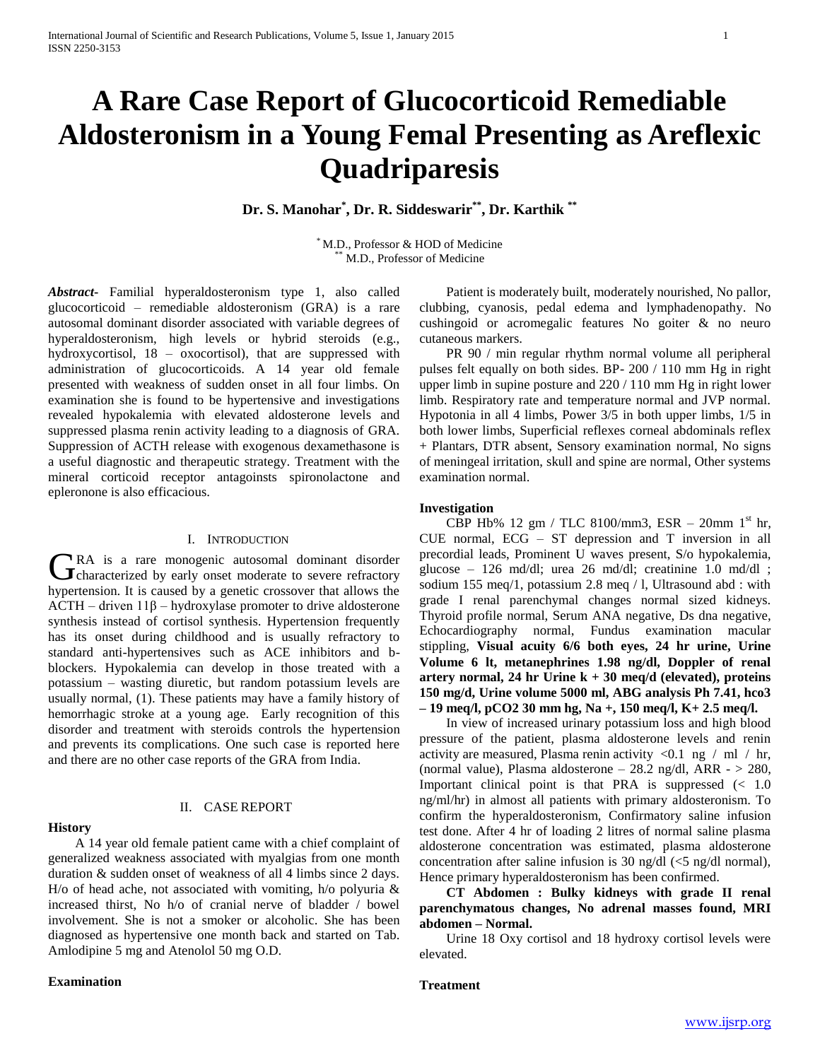# A Rare Case Report of Glucocorticoid Remediable Aldosteronism in a Young Femal Presenting as Areflexic Quadriparesis

**Dr. S. Manohar[*], Dr. R. Siddeswarir[**], Dr. Karthik [**]**

[*] M.D., Professor & HOD of Medicine
[**] M.D., Professor of Medicine

***Abstract-*** Familial hyperaldosteronism type 1, also called glucocorticoid – remediable aldosteronism (GRA) is a rare autosomal dominant disorder associated with variable degrees of hyperaldosteronism, high levels or hybrid steroids (e.g., hydroxycortisol, 18 – oxocortisol), that are suppressed with administration of glucocorticoids. A 14 year old female presented with weakness of sudden onset in all four limbs. On examination she is found to be hypertensive and investigations revealed hypokalemia with elevated aldosterone levels and suppressed plasma renin activity leading to a diagnosis of GRA. Suppression of ACTH release with exogenous dexamethasone is a useful diagnostic and therapeutic strategy. Treatment with the mineral corticoid receptor antagoinsts spironolactone and epleronone is also efficacious.

## I. Introduction

GRA is a rare monogenic autosomal dominant disorder characterized by early onset moderate to severe refractory hypertension. It is caused by a genetic crossover that allows the ACTH – driven 11β – hydroxylase promoter to drive aldosterone synthesis instead of cortisol synthesis. Hypertension frequently has its onset during childhood and is usually refractory to standard anti-hypertensives such as ACE inhibitors and b-blockers. Hypokalemia can develop in those treated with a potassium – wasting diuretic, but random potassium levels are usually normal, (1). These patients may have a family history of hemorrhagic stroke at a young age. Early recognition of this disorder and treatment with steroids controls the hypertension and prevents its complications. One such case is reported here and there are no other case reports of the GRA from India.

## II. Case Report

### History

A 14 year old female patient came with a chief complaint of generalized weakness associated with myalgias from one month duration & sudden onset of weakness of all 4 limbs since 2 days. H/o of head ache, not associated with vomiting, h/o polyuria & increased thirst, No h/o of cranial nerve of bladder / bowel involvement. She is not a smoker or alcoholic. She has been diagnosed as hypertensive one month back and started on Tab. Amlodipine 5 mg and Atenolol 50 mg O.D.

### Examination

Patient is moderately built, moderately nourished, No pallor, clubbing, cyanosis, pedal edema and lymphadenopathy. No cushingoid or acromegalic features No goiter & no neuro cutaneous markers.

PR 90 / min regular rhythm normal volume all peripheral pulses felt equally on both sides. BP- 200 / 110 mm Hg in right upper limb in supine posture and 220 / 110 mm Hg in right lower limb. Respiratory rate and temperature normal and JVP normal. Hypotonia in all 4 limbs, Power 3/5 in both upper limbs, 1/5 in both lower limbs, Superficial reflexes corneal abdominals reflex + Plantars, DTR absent, Sensory examination normal, No signs of meningeal irritation, skull and spine are normal, Other systems examination normal.

### Investigation

CBP Hb% 12 gm / TLC 8100/mm3, ESR – 20mm 1st hr, CUE normal, ECG – ST depression and T inversion in all precordial leads, Prominent U waves present, S/o hypokalemia, glucose – 126 md/dl; urea 26 md/dl; creatinine 1.0 md/dl ; sodium 155 meq/1, potassium 2.8 meq / l, Ultrasound abd : with grade I renal parenchymal changes normal sized kidneys. Thyroid profile normal, Serum ANA negative, Ds dna negative, Echocardiography normal, Fundus examination macular stippling, **Visual acuity 6/6 both eyes, 24 hr urine, Urine Volume 6 lt, metanephrines 1.98 ng/dl, Doppler of renal artery normal, 24 hr Urine k + 30 meq/d (elevated), proteins 150 mg/d, Urine volume 5000 ml, ABG analysis Ph 7.41, hco3 – 19 meq/l, pCO2 30 mm hg, Na +, 150 meq/l, K+ 2.5 meq/l.**

In view of increased urinary potassium loss and high blood pressure of the patient, plasma aldosterone levels and renin activity are measured, Plasma renin activity <0.1 ng / ml / hr, (normal value), Plasma aldosterone – 28.2 ng/dl, ARR - > 280, Important clinical point is that PRA is suppressed (< 1.0 ng/ml/hr) in almost all patients with primary aldosteronism. To confirm the hyperaldosteronism, Confirmatory saline infusion test done. After 4 hr of loading 2 litres of normal saline plasma aldosterone concentration was estimated, plasma aldosterone concentration after saline infusion is 30 ng/dl (<5 ng/dl normal), Hence primary hyperaldosteronism has been confirmed.

**CT Abdomen : Bulky kidneys with grade II renal parenchymatous changes, No adrenal masses found, MRI abdomen – Normal.**

Urine 18 Oxy cortisol and 18 hydroxy cortisol levels were elevated.

### Treatment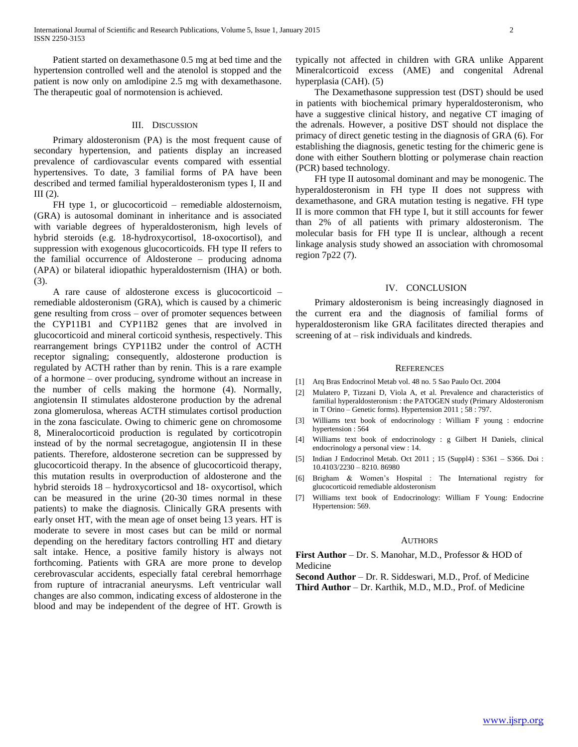Patient started on dexamethasone 0.5 mg at bed time and the hypertension controlled well and the atenolol is stopped and the patient is now only on amlodipine 2.5 mg with dexamethasone. The therapeutic goal of normotension is achieved.

## III. Discussion

Primary aldosteronism (PA) is the most frequent cause of secondary hypertension, and patients display an increased prevalence of cardiovascular events compared with essential hypertensives. To date, 3 familial forms of PA have been described and termed familial hyperaldosteronism types I, II and III (2).

FH type 1, or glucocorticoid – remediable aldosternoism, (GRA) is autosomal dominant in inheritance and is associated with variable degrees of hyperaldosteronism, high levels of hybrid steroids (e.g. 18-hydroxycortisol, 18-oxocortisol), and suppression with exogenous glucocorticoids. FH type II refers to the familial occurrence of Aldosterone – producing adnoma (APA) or bilateral idiopathic hyperaldosternism (IHA) or both. (3).

A rare cause of aldosterone excess is glucocorticoid – remediable aldosteronism (GRA), which is caused by a chimeric gene resulting from cross – over of promoter sequences between the CYP11B1 and CYP11B2 genes that are involved in glucocorticoid and mineral corticoid synthesis, respectively. This rearrangement brings CYP11B2 under the control of ACTH receptor signaling; consequently, aldosterone production is regulated by ACTH rather than by renin. This is a rare example of a hormone – over producing, syndrome without an increase in the number of cells making the hormone (4). Normally, angiotensin II stimulates aldosterone production by the adrenal zona glomerulosa, whereas ACTH stimulates cortisol production in the zona fasciculate. Owing to chimeric gene on chromosome 8, Mineralocorticoid production is regulated by corticotropin instead of by the normal secretagogue, angiotensin II in these patients. Therefore, aldosterone secretion can be suppressed by glucocorticoid therapy. In the absence of glucocorticoid therapy, this mutation results in overproduction of aldosterone and the hybrid steroids 18 – hydroxycorticsol and 18- oxycortisol, which can be measured in the urine (20-30 times normal in these patients) to make the diagnosis. Clinically GRA presents with early onset HT, with the mean age of onset being 13 years. HT is moderate to severe in most cases but can be mild or normal depending on the hereditary factors controlling HT and dietary salt intake. Hence, a positive family history is always not forthcoming. Patients with GRA are more prone to develop cerebrovascular accidents, especially fatal cerebral hemorrhage from rupture of intracranial aneurysms. Left ventricular wall changes are also common, indicating excess of aldosterone in the blood and may be independent of the degree of HT. Growth is typically not affected in children with GRA unlike Apparent Mineralcorticoid excess (AME) and congenital Adrenal hyperplasia (CAH). (5)

The Dexamethasone suppression test (DST) should be used in patients with biochemical primary hyperaldosteronism, who have a suggestive clinical history, and negative CT imaging of the adrenals. However, a positive DST should not displace the primacy of direct genetic testing in the diagnosis of GRA (6). For establishing the diagnosis, genetic testing for the chimeric gene is done with either Southern blotting or polymerase chain reaction (PCR) based technology.

FH type II autosomal dominant and may be monogenic. The hyperaldosteronism in FH type II does not suppress with dexamethasone, and GRA mutation testing is negative. FH type II is more common that FH type I, but it still accounts for fewer than 2% of all patients with primary aldosteronism. The molecular basis for FH type II is unclear, although a recent linkage analysis study showed an association with chromosomal region 7p22 (7).

## IV. Conclusion

Primary aldosteronism is being increasingly diagnosed in the current era and the diagnosis of familial forms of hyperaldosteronism like GRA facilitates directed therapies and screening of at – risk individuals and kindreds.

## References

[1] Arq Bras Endocrinol Metab vol. 48 no. 5 Sao Paulo Oct. 2004

[2] Mulatero P, Tizzani D, Viola A, et al. Prevalence and characteristics of familial hyperaldosteronism : the PATOGEN study (Primary Aldosteronism in T Orino – Genetic forms). Hypertension 2011 ; 58 : 797.

[3] Williams text book of endocrinology : William F young : endocrine hypertension : 564

[4] Williams text book of endocrinology : g Gilbert H Daniels, clinical endocrinology a personal view : 14.

[5] Indian J Endocrinol Metab. Oct 2011 ; 15 (Suppl4) : S361 – S366. Doi : 10.4103/2230 – 8210. 86980

[6] Brigham & Women's Hospital : The International registry for glucocorticoid remediable aldosteronism

[7] Williams text book of Endocrinology: William F Young: Endocrine Hypertension: 569.

## Authors

**First Author** – Dr. S. Manohar, M.D., Professor & HOD of Medicine

**Second Author** – Dr. R. Siddeswari, M.D., Prof. of Medicine

**Third Author** – Dr. Karthik, M.D., M.D., Prof. of Medicine